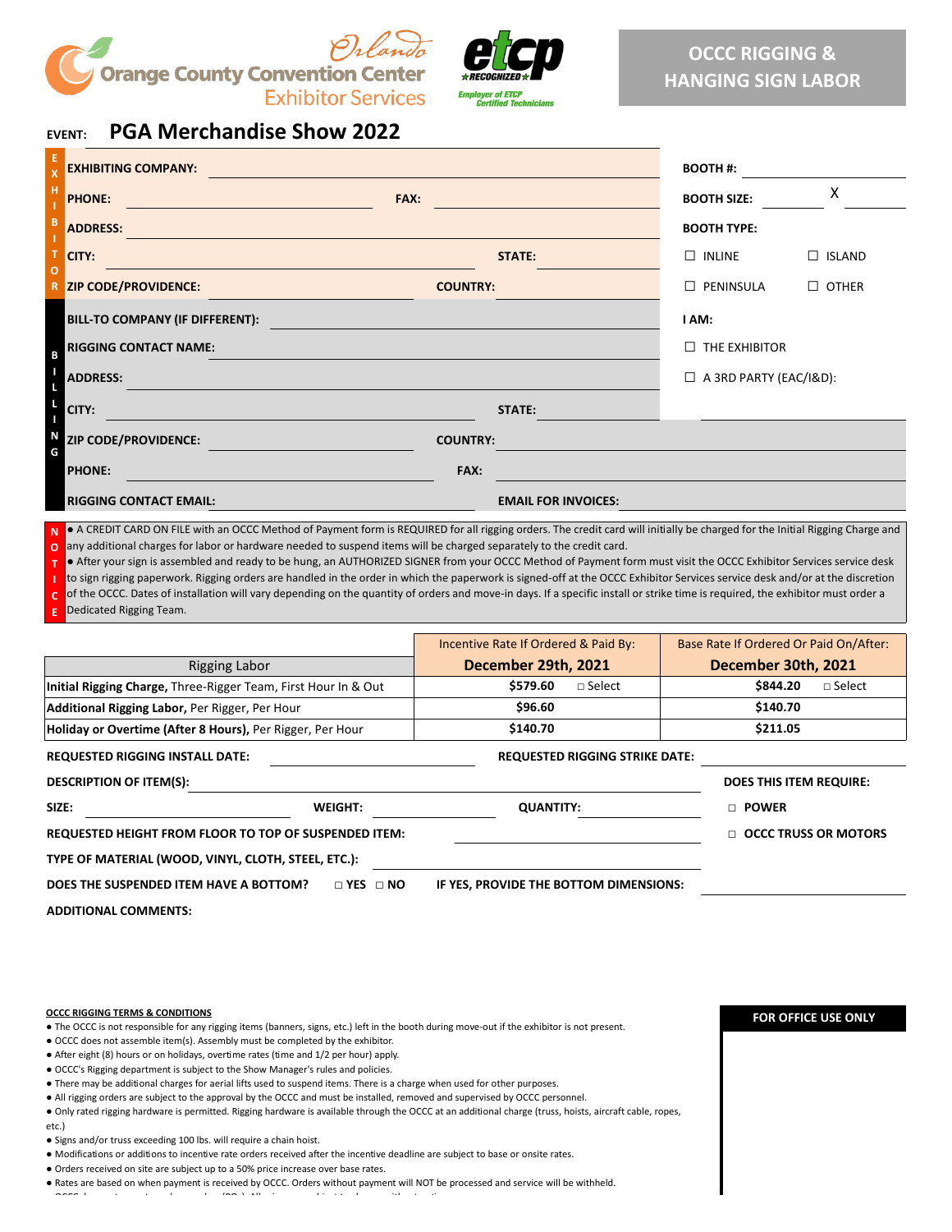Orlando

Orange County Convention Center

Exhibitor Services

etcp ★RECOGNIZED★ Employer of ETCP Certified Technicians

# OCCC RIGGING & HANGING SIGN LABOR

**EVENT:** **PGA Merchandise Show 2022**

## EXHIBITOR

**EXHIBITING COMPANY:** ____________________

**PHONE:** ____________________ **FAX:** ____________________

**ADDRESS:** ____________________

**CITY:** ____________________ **STATE:** ____________________

**ZIP CODE/PROVIDENCE:** ____________________ **COUNTRY:** ____________________

**BOOTH #:** ____________________

**BOOTH SIZE:** ________ X ________

**BOOTH TYPE:**

- ☐ INLINE
- ☐ ISLAND
- ☐ PENINSULA
- ☐ OTHER

## BILLING

**BILL-TO COMPANY (IF DIFFERENT):** ____________________

**RIGGING CONTACT NAME:** ____________________

**ADDRESS:** ____________________

**CITY:** ____________________ **STATE:** ____________________

**ZIP CODE/PROVIDENCE:** ____________________ **COUNTRY:** ____________________

**PHONE:** ____________________ **FAX:** ____________________

**RIGGING CONTACT EMAIL:** ____________________ **EMAIL FOR INVOICES:** ____________________

**I AM:**

- ☐ THE EXHIBITOR
- ☐ A 3RD PARTY (EAC/I&D): ____________________

## NOTICE

- A CREDIT CARD ON FILE with an OCCC Method of Payment form is REQUIRED for all rigging orders. The credit card will initially be charged for the Initial Rigging Charge and any additional charges for labor or hardware needed to suspend items will be charged separately to the credit card.
- After your sign is assembled and ready to be hung, an AUTHORIZED SIGNER from your OCCC Method of Payment form must visit the OCCC Exhibitor Services service desk to sign rigging paperwork. Rigging orders are handled in the order in which the paperwork is signed-off at the OCCC Exhibitor Services service desk and/or at the discretion of the OCCC. Dates of installation will vary depending on the quantity of orders and move-in days. If a specific install or strike time is required, the exhibitor must order a Dedicated Rigging Team.

| Rigging Labor | Incentive Rate If Ordered & Paid By: **December 29th, 2021** | | Base Rate If Ordered Or Paid On/After: **December 30th, 2021** | |
|---|---|---|---|---|
| **Initial Rigging Charge,** Three-Rigger Team, First Hour In & Out | **$579.60** | □ Select | **$844.20** | □ Select |
| **Additional Rigging Labor,** Per Rigger, Per Hour | **$96.60** | | **$140.70** | |
| **Holiday or Overtime (After 8 Hours),** Per Rigger, Per Hour | **$140.70** | | **$211.05** | |

**REQUESTED RIGGING INSTALL DATE:** ____________________ **REQUESTED RIGGING STRIKE DATE:** ____________________

**DESCRIPTION OF ITEM(S):** ____________________

**SIZE:** ____________________ **WEIGHT:** ____________________ **QUANTITY:** ____________________

**REQUESTED HEIGHT FROM FLOOR TO TOP OF SUSPENDED ITEM:** ____________________

**TYPE OF MATERIAL (WOOD, VINYL, CLOTH, STEEL, ETC.):** ____________________

**DOES THE SUSPENDED ITEM HAVE A BOTTOM?** □ YES □ NO **IF YES, PROVIDE THE BOTTOM DIMENSIONS:** ____________________

**DOES THIS ITEM REQUIRE:**

- □ **POWER**
- □ **OCCC TRUSS OR MOTORS**

**ADDITIONAL COMMENTS:**

**OCCC RIGGING TERMS & CONDITIONS**

- The OCCC is not responsible for any rigging items (banners, signs, etc.) left in the booth during move-out if the exhibitor is not present.
- OCCC does not assemble item(s). Assembly must be completed by the exhibitor.
- After eight (8) hours or on holidays, overtime rates (time and 1/2 per hour) apply.
- OCCC's Rigging department is subject to the Show Manager's rules and policies.
- There may be additional charges for aerial lifts used to suspend items. There is a charge when used for other purposes.
- All rigging orders are subject to the approval by the OCCC and must be installed, removed and supervised by OCCC personnel.
- Only rated rigging hardware is permitted. Rigging hardware is available through the OCCC at an additional charge (truss, hoists, aircraft cable, ropes, etc.)
- Signs and/or truss exceeding 100 lbs. will require a chain hoist.
- Modifications or additions to incentive rate orders received after the incentive deadline are subject to base or onsite rates.
- Orders received on site are subject up to a 50% price increase over base rates.
- Rates are based on when payment is received by OCCC. Orders without payment will NOT be processed and service will be withheld.

**FOR OFFICE USE ONLY**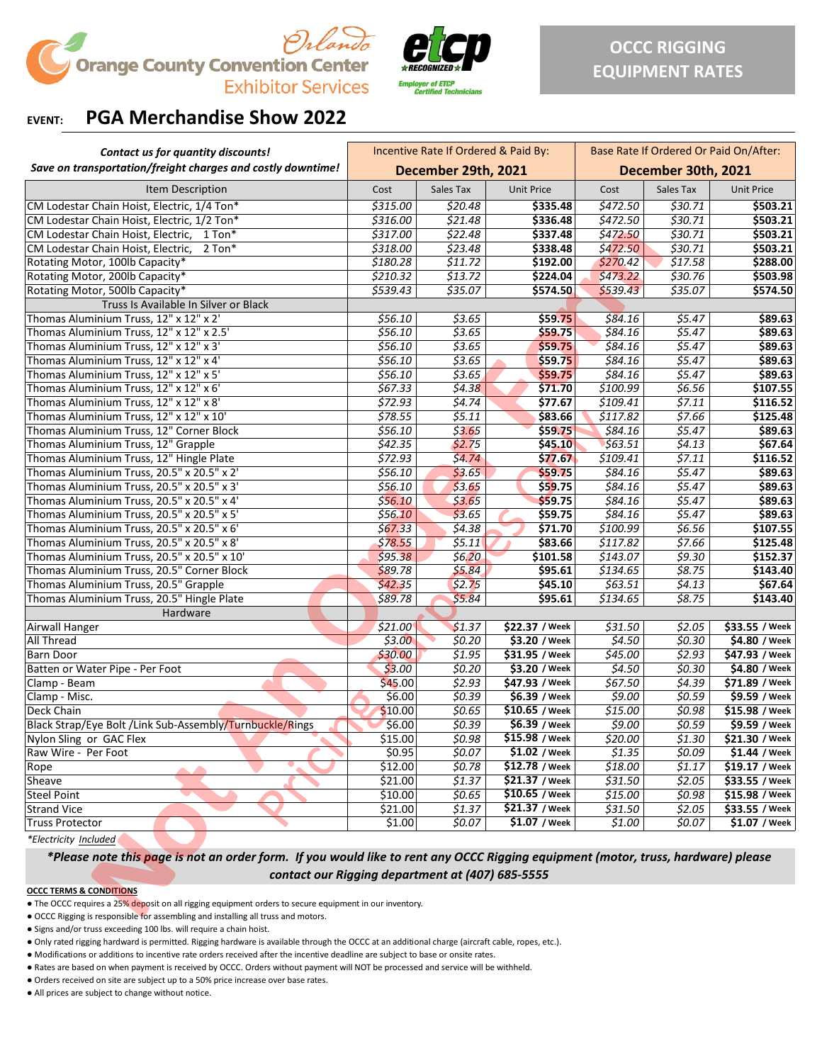Orange County Convention Center Orlando Exhibitor Services

etcp RECOGNIZED Employer of ETCP Certified Technicians

# OCCC RIGGING EQUIPMENT RATES

## EVENT: PGA Merchandise Show 2022

| *Contact us for quantity discounts! Save on transportation/freight charges and costly downtime!* | Incentive Rate If Ordered & Paid By: **December 29th, 2021** | | | Base Rate If Ordered Or Paid On/After: **December 30th, 2021** | | |
|---|---|---|---|---|---|---|
| Item Description | Cost | Sales Tax | Unit Price | Cost | Sales Tax | Unit Price |
| CM Lodestar Chain Hoist, Electric, 1/4 Ton* | *$315.00* | *$20.48* | **$335.48** | *$472.50* | *$30.71* | **$503.21** |
| CM Lodestar Chain Hoist, Electric, 1/2 Ton* | *$316.00* | *$21.48* | **$336.48** | *$472.50* | *$30.71* | **$503.21** |
| CM Lodestar Chain Hoist, Electric, 1 Ton* | *$317.00* | *$22.48* | **$337.48** | *$472.50* | *$30.71* | **$503.21** |
| CM Lodestar Chain Hoist, Electric, 2 Ton* | *$318.00* | *$23.48* | **$338.48** | *$472.50* | *$30.71* | **$503.21** |
| Rotating Motor, 100lb Capacity* | *$180.28* | *$11.72* | **$192.00** | *$270.42* | *$17.58* | **$288.00** |
| Rotating Motor, 200lb Capacity* | *$210.32* | *$13.72* | **$224.04** | *$473.22* | *$30.76* | **$503.98** |
| Rotating Motor, 500lb Capacity* | *$539.43* | *$35.07* | **$574.50** | *$539.43* | *$35.07* | **$574.50** |
| Truss Is Available In Silver or Black | | | | | | |
| Thomas Aluminium Truss, 12" x 12" x 2' | *$56.10* | *$3.65* | **$59.75** | *$84.16* | *$5.47* | **$89.63** |
| Thomas Aluminium Truss, 12" x 12" x 2.5' | *$56.10* | *$3.65* | **$59.75** | *$84.16* | *$5.47* | **$89.63** |
| Thomas Aluminium Truss, 12" x 12" x 3' | *$56.10* | *$3.65* | **$59.75** | *$84.16* | *$5.47* | **$89.63** |
| Thomas Aluminium Truss, 12" x 12" x 4' | *$56.10* | *$3.65* | **$59.75** | *$84.16* | *$5.47* | **$89.63** |
| Thomas Aluminium Truss, 12" x 12" x 5' | *$56.10* | *$3.65* | **$59.75** | *$84.16* | *$5.47* | **$89.63** |
| Thomas Aluminium Truss, 12" x 12" x 6' | *$67.33* | *$4.38* | **$71.70** | *$100.99* | *$6.56* | **$107.55** |
| Thomas Aluminium Truss, 12" x 12" x 8' | *$72.93* | *$4.74* | **$77.67** | *$109.41* | *$7.11* | **$116.52** |
| Thomas Aluminium Truss, 12" x 12" x 10' | *$78.55* | *$5.11* | **$83.66** | *$117.82* | *$7.66* | **$125.48** |
| Thomas Aluminium Truss, 12" Corner Block | *$56.10* | *$3.65* | **$59.75** | *$84.16* | *$5.47* | **$89.63** |
| Thomas Aluminium Truss, 12" Grapple | *$42.35* | *$2.75* | **$45.10** | *$63.51* | *$4.13* | **$67.64** |
| Thomas Aluminium Truss, 12" Hingle Plate | *$72.93* | *$4.74* | **$77.67** | *$109.41* | *$7.11* | **$116.52** |
| Thomas Aluminium Truss, 20.5" x 20.5" x 2' | *$56.10* | *$3.65* | **$59.75** | *$84.16* | *$5.47* | **$89.63** |
| Thomas Aluminium Truss, 20.5" x 20.5" x 3' | *$56.10* | *$3.65* | **$59.75** | *$84.16* | *$5.47* | **$89.63** |
| Thomas Aluminium Truss, 20.5" x 20.5" x 4' | *$56.10* | *$3.65* | **$59.75** | *$84.16* | *$5.47* | **$89.63** |
| Thomas Aluminium Truss, 20.5" x 20.5" x 5' | *$56.10* | *$3.65* | **$59.75** | *$84.16* | *$5.47* | **$89.63** |
| Thomas Aluminium Truss, 20.5" x 20.5" x 6' | *$67.33* | *$4.38* | **$71.70** | *$100.99* | *$6.56* | **$107.55** |
| Thomas Aluminium Truss, 20.5" x 20.5" x 8' | *$78.55* | *$5.11* | **$83.66** | *$117.82* | *$7.66* | **$125.48** |
| Thomas Aluminium Truss, 20.5" x 20.5" x 10' | *$95.38* | *$6.20* | **$101.58** | *$143.07* | *$9.30* | **$152.37** |
| Thomas Aluminium Truss, 20.5" Corner Block | *$89.78* | *$5.84* | **$95.61** | *$134.65* | *$8.75* | **$143.40** |
| Thomas Aluminium Truss, 20.5" Grapple | *$42.35* | *$2.75* | **$45.10** | *$63.51* | *$4.13* | **$67.64** |
| Thomas Aluminium Truss, 20.5" Hingle Plate | *$89.78* | *$5.84* | **$95.61** | *$134.65* | *$8.75* | **$143.40** |
| Hardware | | | | | | |
| Airwall Hanger | *$21.00* | *$1.37* | **$22.37** / Week | *$31.50* | *$2.05* | **$33.55** / Week |
| All Thread | *$3.00* | *$0.20* | **$3.20** / Week | *$4.50* | *$0.30* | **$4.80** / Week |
| Barn Door | *$30.00* | *$1.95* | **$31.95** / Week | *$45.00* | *$2.93* | **$47.93** / Week |
| Batten or Water Pipe - Per Foot | *$3.00* | *$0.20* | **$3.20** / Week | *$4.50* | *$0.30* | **$4.80** / Week |
| Clamp - Beam | $45.00 | *$2.93* | **$47.93** / Week | *$67.50* | *$4.39* | **$71.89** / Week |
| Clamp - Misc. | $6.00 | *$0.39* | **$6.39** / Week | *$9.00* | *$0.59* | **$9.59** / Week |
| Deck Chain | $10.00 | *$0.65* | **$10.65** / Week | *$15.00* | *$0.98* | **$15.98** / Week |
| Black Strap/Eye Bolt /Link Sub-Assembly/Turnbuckle/Rings | $6.00 | *$0.39* | **$6.39** / Week | *$9.00* | *$0.59* | **$9.59** / Week |
| Nylon Sling or GAC Flex | $15.00 | *$0.98* | **$15.98** / Week | *$20.00* | *$1.30* | **$21.30** / Week |
| Raw Wire - Per Foot | $0.95 | *$0.07* | **$1.02** / Week | *$1.35* | *$0.09* | **$1.44** / Week |
| Rope | $12.00 | *$0.78* | **$12.78** / Week | *$18.00* | *$1.17* | **$19.17** / Week |
| Sheave | $21.00 | *$1.37* | **$21.37** / Week | *$31.50* | *$2.05* | **$33.55** / Week |
| Steel Point | $10.00 | *$0.65* | **$10.65** / Week | *$15.00* | *$0.98* | **$15.98** / Week |
| Strand Vice | $21.00 | *$1.37* | **$21.37** / Week | *$31.50* | *$2.05* | **$33.55** / Week |
| Truss Protector | $1.00 | *$0.07* | **$1.07** / Week | *$1.00* | *$0.07* | **$1.07** / Week |

*Electricity Included

***Please note this page is not an order form. If you would like to rent any OCCC Rigging equipment (motor, truss, hardware) please contact our Rigging department at (407) 685-5555***

**OCCC TERMS & CONDITIONS**

- The OCCC requires a 25% deposit on all rigging equipment orders to secure equipment in our inventory.
- OCCC Rigging is responsible for assembling and installing all truss and motors.
- Signs and/or truss exceeding 100 lbs. will require a chain hoist.
- Only rated rigging hardware is permitted. Rigging hardware is available through the OCCC at an additional charge (aircraft cable, ropes, etc.).
- Modifications or additions to incentive rate orders received after the incentive deadline are subject to base or onsite rates.
- Rates are based on when payment is received by OCCC. Orders without payment will NOT be processed and service will be withheld.
- Orders received on site are subject up to a 50% price increase over base rates.
- All prices are subject to change without notice.

Not An Order Form - Pricing Purposes Only